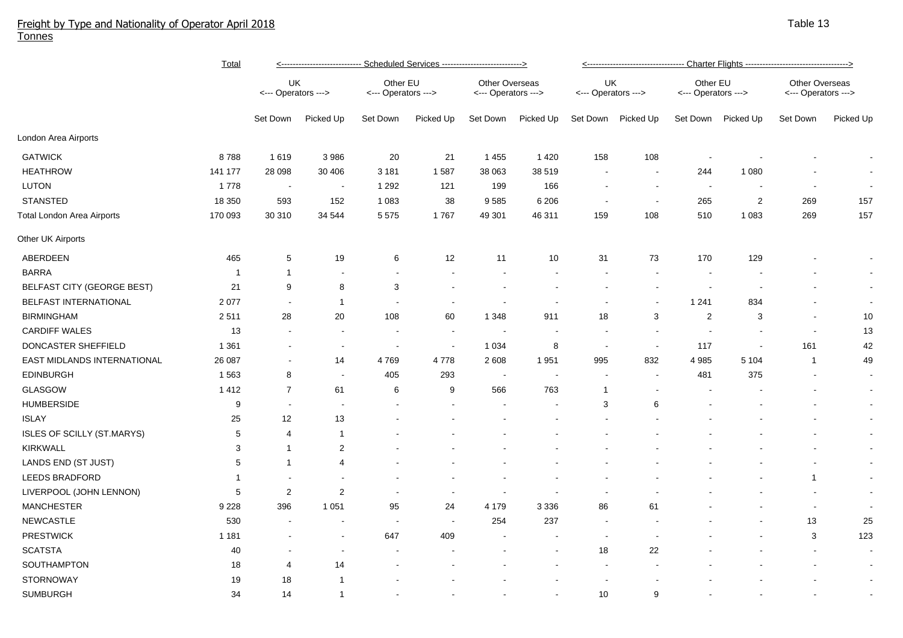# Freight by Type and Nationality of Operator April 2018

Tonnes

Table 13

| | Total | Scheduled Services | | | | | | Charter Flights | | | | | |
|---|---|---|---|---|---|---|---|---|---|---|---|---|---|
| | | UK <--- Operators ---> | | Other EU <--- Operators ---> | | Other Overseas <--- Operators ---> | | UK <--- Operators ---> | | Other EU <--- Operators ---> | | Other Overseas <--- Operators ---> | |
| | | Set Down | Picked Up | Set Down | Picked Up | Set Down | Picked Up | Set Down | Picked Up | Set Down | Picked Up | Set Down | Picked Up |
| **London Area Airports** | | | | | | | | | | | | | |
| GATWICK | 8 788 | 1 619 | 3 986 | 20 | 21 | 1 455 | 1 420 | 158 | 108 | - | - | - | - |
| HEATHROW | 141 177 | 28 098 | 30 406 | 3 181 | 1 587 | 38 063 | 38 519 | - | - | 244 | 1 080 | - | - |
| LUTON | 1 778 | - | - | 1 292 | 121 | 199 | 166 | - | - | - | - | - | - |
| STANSTED | 18 350 | 593 | 152 | 1 083 | 38 | 9 585 | 6 206 | - | - | 265 | 2 | 269 | 157 |
| Total London Area Airports | 170 093 | 30 310 | 34 544 | 5 575 | 1 767 | 49 301 | 46 311 | 159 | 108 | 510 | 1 083 | 269 | 157 |
| **Other UK Airports** | | | | | | | | | | | | | |
| ABERDEEN | 465 | 5 | 19 | 6 | 12 | 11 | 10 | 31 | 73 | 170 | 129 | - | - |
| BARRA | 1 | 1 | - | - | - | - | - | - | - | - | - | - | - |
| BELFAST CITY (GEORGE BEST) | 21 | 9 | 8 | 3 | - | - | - | - | - | - | - | - | - |
| BELFAST INTERNATIONAL | 2 077 | - | 1 | - | - | - | - | - | - | 1 241 | 834 | - | - |
| BIRMINGHAM | 2 511 | 28 | 20 | 108 | 60 | 1 348 | 911 | 18 | 3 | 2 | 3 | - | 10 |
| CARDIFF WALES | 13 | - | - | - | - | - | - | - | - | - | - | - | 13 |
| DONCASTER SHEFFIELD | 1 361 | - | - | - | - | 1 034 | 8 | - | - | 117 | - | 161 | 42 |
| EAST MIDLANDS INTERNATIONAL | 26 087 | - | 14 | 4 769 | 4 778 | 2 608 | 1 951 | 995 | 832 | 4 985 | 5 104 | 1 | 49 |
| EDINBURGH | 1 563 | 8 | - | 405 | 293 | - | - | - | - | 481 | 375 | - | - |
| GLASGOW | 1 412 | 7 | 61 | 6 | 9 | 566 | 763 | 1 | - | - | - | - | - |
| HUMBERSIDE | 9 | - | - | - | - | - | - | 3 | 6 | - | - | - | - |
| ISLAY | 25 | 12 | 13 | - | - | - | - | - | - | - | - | - | - |
| ISLES OF SCILLY (ST.MARYS) | 5 | 4 | 1 | - | - | - | - | - | - | - | - | - | - |
| KIRKWALL | 3 | 1 | 2 | - | - | - | - | - | - | - | - | - | - |
| LANDS END (ST JUST) | 5 | 1 | 4 | - | - | - | - | - | - | - | - | - | - |
| LEEDS BRADFORD | 1 | - | - | - | - | - | - | - | - | - | - | 1 | - |
| LIVERPOOL (JOHN LENNON) | 5 | 2 | 2 | - | - | - | - | - | - | - | - | - | - |
| MANCHESTER | 9 228 | 396 | 1 051 | 95 | 24 | 4 179 | 3 336 | 86 | 61 | - | - | - | - |
| NEWCASTLE | 530 | - | - | - | - | 254 | 237 | - | - | - | - | 13 | 25 |
| PRESTWICK | 1 181 | - | - | 647 | 409 | - | - | - | - | - | - | 3 | 123 |
| SCATSTA | 40 | - | - | - | - | - | - | 18 | 22 | - | - | - | - |
| SOUTHAMPTON | 18 | 4 | 14 | - | - | - | - | - | - | - | - | - | - |
| STORNOWAY | 19 | 18 | 1 | - | - | - | - | - | - | - | - | - | - |
| SUMBURGH | 34 | 14 | 1 | - | - | - | - | 10 | 9 | - | - | - | - |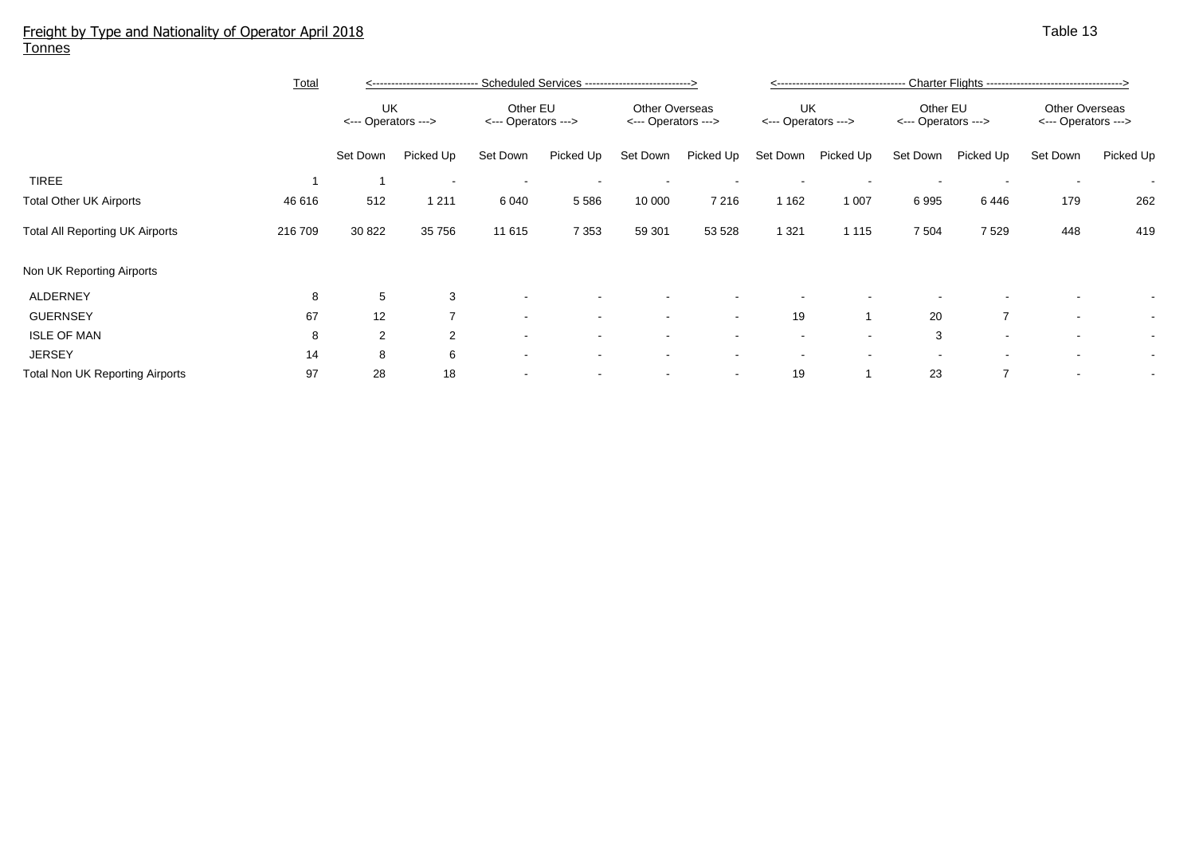Freight by Type and Nationality of Operator April 2018
Tonnes

Table 13

| | Total | Scheduled Services | | | | | | Charter Flights | | | | | |
|---|---|---|---|---|---|---|---|---|---|---|---|---|---|
| | | UK Operators | | Other EU Operators | | Other Overseas Operators | | UK Operators | | Other EU Operators | | Other Overseas Operators | |
| | | Set Down | Picked Up | Set Down | Picked Up | Set Down | Picked Up | Set Down | Picked Up | Set Down | Picked Up | Set Down | Picked Up |
| TIREE | 1 | 1 | - | - | - | - | - | - | - | - | - | - | - |
| Total Other UK Airports | 46 616 | 512 | 1 211 | 6 040 | 5 586 | 10 000 | 7 216 | 1 162 | 1 007 | 6 995 | 6 446 | 179 | 262 |
| Total All Reporting UK Airports | 216 709 | 30 822 | 35 756 | 11 615 | 7 353 | 59 301 | 53 528 | 1 321 | 1 115 | 7 504 | 7 529 | 448 | 419 |
| Non UK Reporting Airports | | | | | | | | | | | | | |
| ALDERNEY | 8 | 5 | 3 | - | - | - | - | - | - | - | - | - | - |
| GUERNSEY | 67 | 12 | 7 | - | - | - | - | 19 | 1 | 20 | 7 | - | - |
| ISLE OF MAN | 8 | 2 | 2 | - | - | - | - | - | - | 3 | - | - | - |
| JERSEY | 14 | 8 | 6 | - | - | - | - | - | - | - | - | - | - |
| Total Non UK Reporting Airports | 97 | 28 | 18 | - | - | - | - | 19 | 1 | 23 | 7 | - | - |